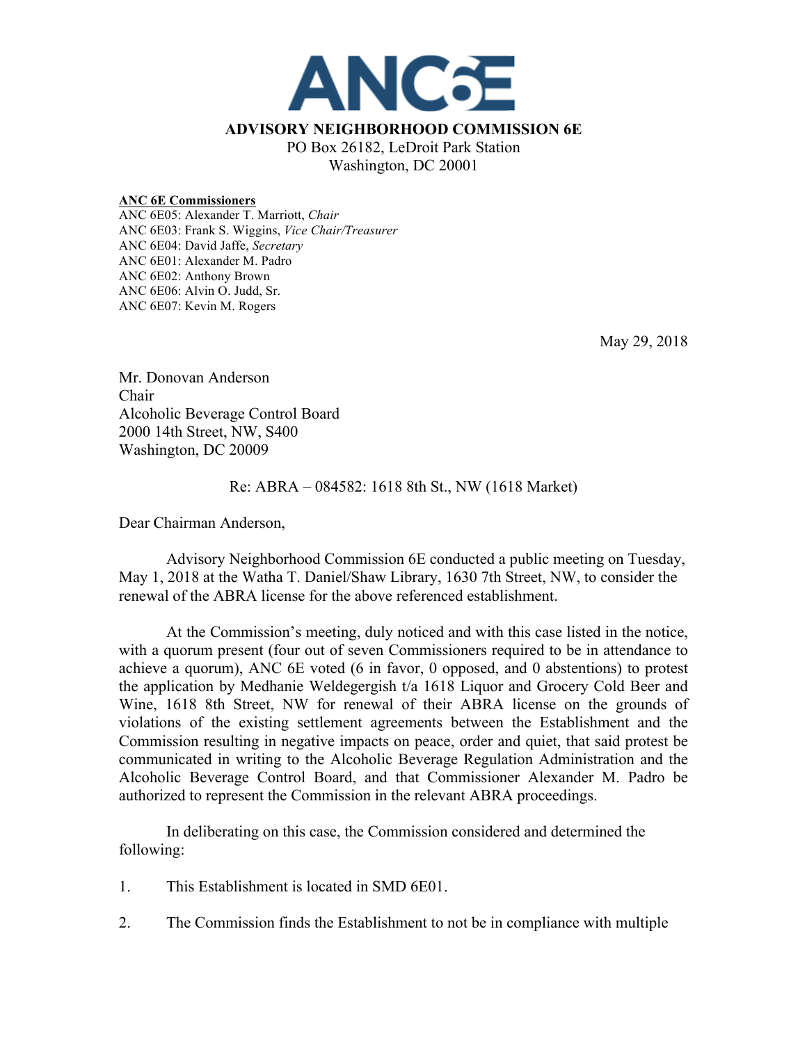# ANC6E

**ADVISORY NEIGHBORHOOD COMMISSION 6E**
PO Box 26182, LeDroit Park Station
Washington, DC 20001

**ANC 6E Commissioners**
ANC 6E05: Alexander T. Marriott, *Chair*
ANC 6E03: Frank S. Wiggins, *Vice Chair/Treasurer*
ANC 6E04: David Jaffe, *Secretary*
ANC 6E01: Alexander M. Padro
ANC 6E02: Anthony Brown
ANC 6E06: Alvin O. Judd, Sr.
ANC 6E07: Kevin M. Rogers

May 29, 2018

Mr. Donovan Anderson
Chair
Alcoholic Beverage Control Board
2000 14th Street, NW, S400
Washington, DC 20009

Re: ABRA – 084582: 1618 8th St., NW (1618 Market)

Dear Chairman Anderson,

Advisory Neighborhood Commission 6E conducted a public meeting on Tuesday, May 1, 2018 at the Watha T. Daniel/Shaw Library, 1630 7th Street, NW, to consider the renewal of the ABRA license for the above referenced establishment.

At the Commission's meeting, duly noticed and with this case listed in the notice, with a quorum present (four out of seven Commissioners required to be in attendance to achieve a quorum), ANC 6E voted (6 in favor, 0 opposed, and 0 abstentions) to protest the application by Medhanie Weldegergish t/a 1618 Liquor and Grocery Cold Beer and Wine, 1618 8th Street, NW for renewal of their ABRA license on the grounds of violations of the existing settlement agreements between the Establishment and the Commission resulting in negative impacts on peace, order and quiet, that said protest be communicated in writing to the Alcoholic Beverage Regulation Administration and the Alcoholic Beverage Control Board, and that Commissioner Alexander M. Padro be authorized to represent the Commission in the relevant ABRA proceedings.

In deliberating on this case, the Commission considered and determined the following:

1. This Establishment is located in SMD 6E01.

2. The Commission finds the Establishment to not be in compliance with multiple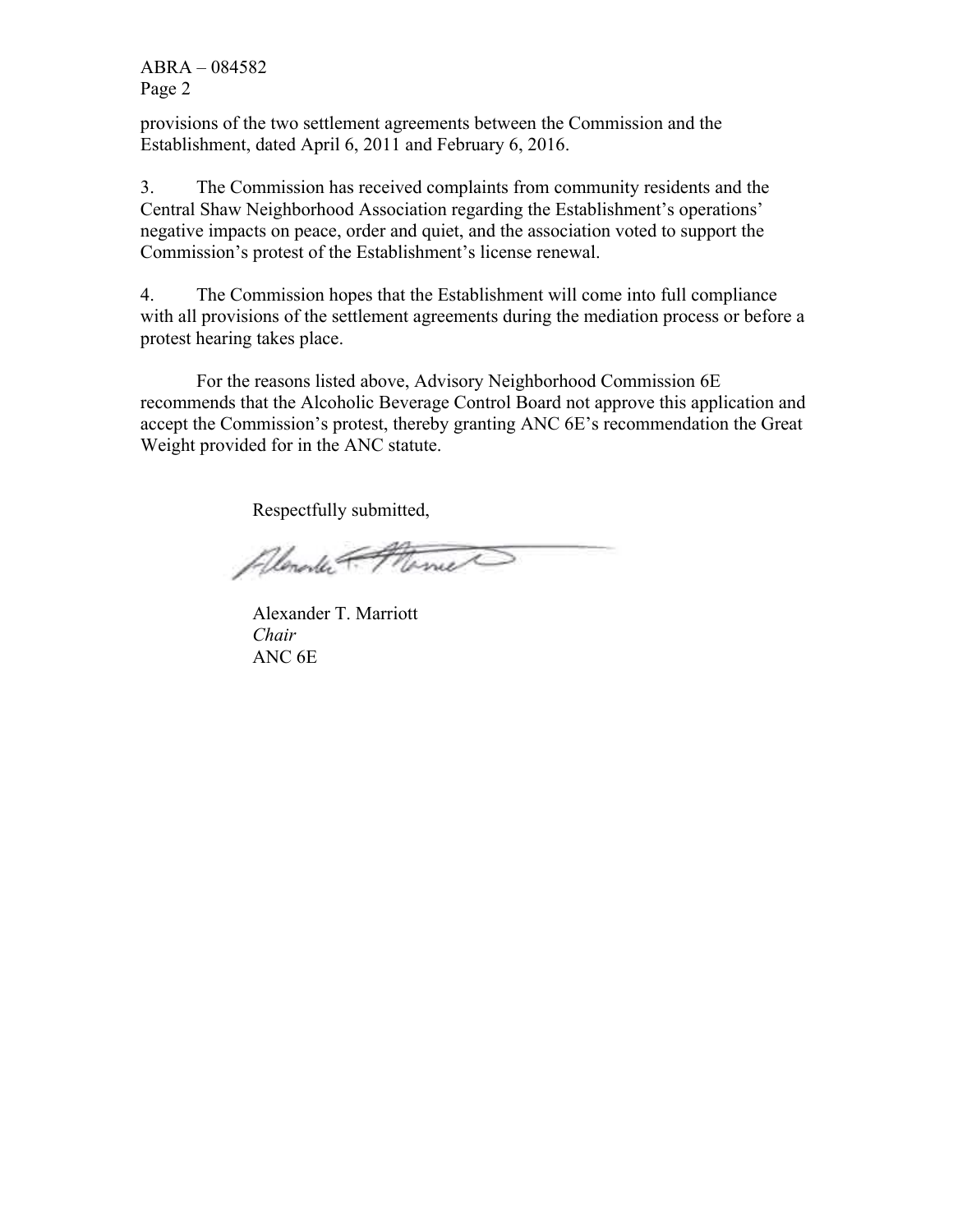provisions of the two settlement agreements between the Commission and the Establishment, dated April 6, 2011 and February 6, 2016.

3. The Commission has received complaints from community residents and the Central Shaw Neighborhood Association regarding the Establishment's operations' negative impacts on peace, order and quiet, and the association voted to support the Commission's protest of the Establishment's license renewal.

4. The Commission hopes that the Establishment will come into full compliance with all provisions of the settlement agreements during the mediation process or before a protest hearing takes place.

For the reasons listed above, Advisory Neighborhood Commission 6E recommends that the Alcoholic Beverage Control Board not approve this application and accept the Commission's protest, thereby granting ANC 6E's recommendation the Great Weight provided for in the ANC statute.

Respectfully submitted,

Alexander T. Marriott
*Chair*
ANC 6E